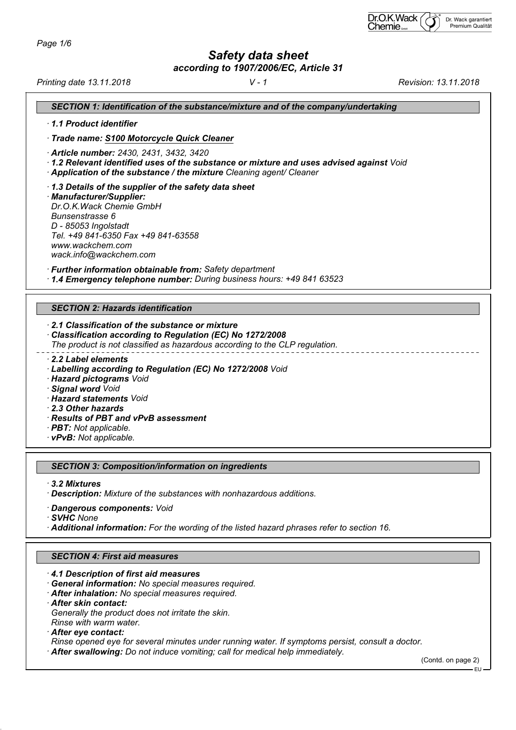# Safety data sheet

*according to 1907/2006/EC, Article 31*

*Printing date 13.11.2018* | *V - 1* | *Revision: 13.11.2018*

## SECTION 1: Identification of the substance/mixture and of the company/undertaking

· **1.1 Product identifier**

· **Trade name: S100 Motorcycle Quick Cleaner**

· **Article number:** 2430, 2431, 3432, 3420

· **1.2 Relevant identified uses of the substance or mixture and uses advised against** Void

· **Application of the substance / the mixture** Cleaning agent/ Cleaner

· **1.3 Details of the supplier of the safety data sheet**

· **Manufacturer/Supplier:**
Dr.O.K.Wack Chemie GmbH
Bunsenstrasse 6
D - 85053 Ingolstadt
Tel. +49 841-6350 Fax +49 841-63558
www.wackchem.com
wack.info@wackchem.com

· **Further information obtainable from:** Safety department

· **1.4 Emergency telephone number:** During business hours: +49 841 63523

## SECTION 2: Hazards identification

· **2.1 Classification of the substance or mixture**

· **Classification according to Regulation (EC) No 1272/2008**
The product is not classified as hazardous according to the CLP regulation.

· **2.2 Label elements**

· **Labelling according to Regulation (EC) No 1272/2008** Void

· **Hazard pictograms** Void

· **Signal word** Void

· **Hazard statements** Void

· **2.3 Other hazards**

· **Results of PBT and vPvB assessment**

· **PBT:** Not applicable.

· **vPvB:** Not applicable.

## SECTION 3: Composition/information on ingredients

· **3.2 Mixtures**

· **Description:** Mixture of the substances with nonhazardous additions.

· **Dangerous components:** Void

· **SVHC** None

· **Additional information:** For the wording of the listed hazard phrases refer to section 16.

## SECTION 4: First aid measures

· **4.1 Description of first aid measures**

· **General information:** No special measures required.

· **After inhalation:** No special measures required.

· **After skin contact:**
Generally the product does not irritate the skin.
Rinse with warm water.

· **After eye contact:**
Rinse opened eye for several minutes under running water. If symptoms persist, consult a doctor.

· **After swallowing:** Do not induce vomiting; call for medical help immediately.

(Contd. on page 2)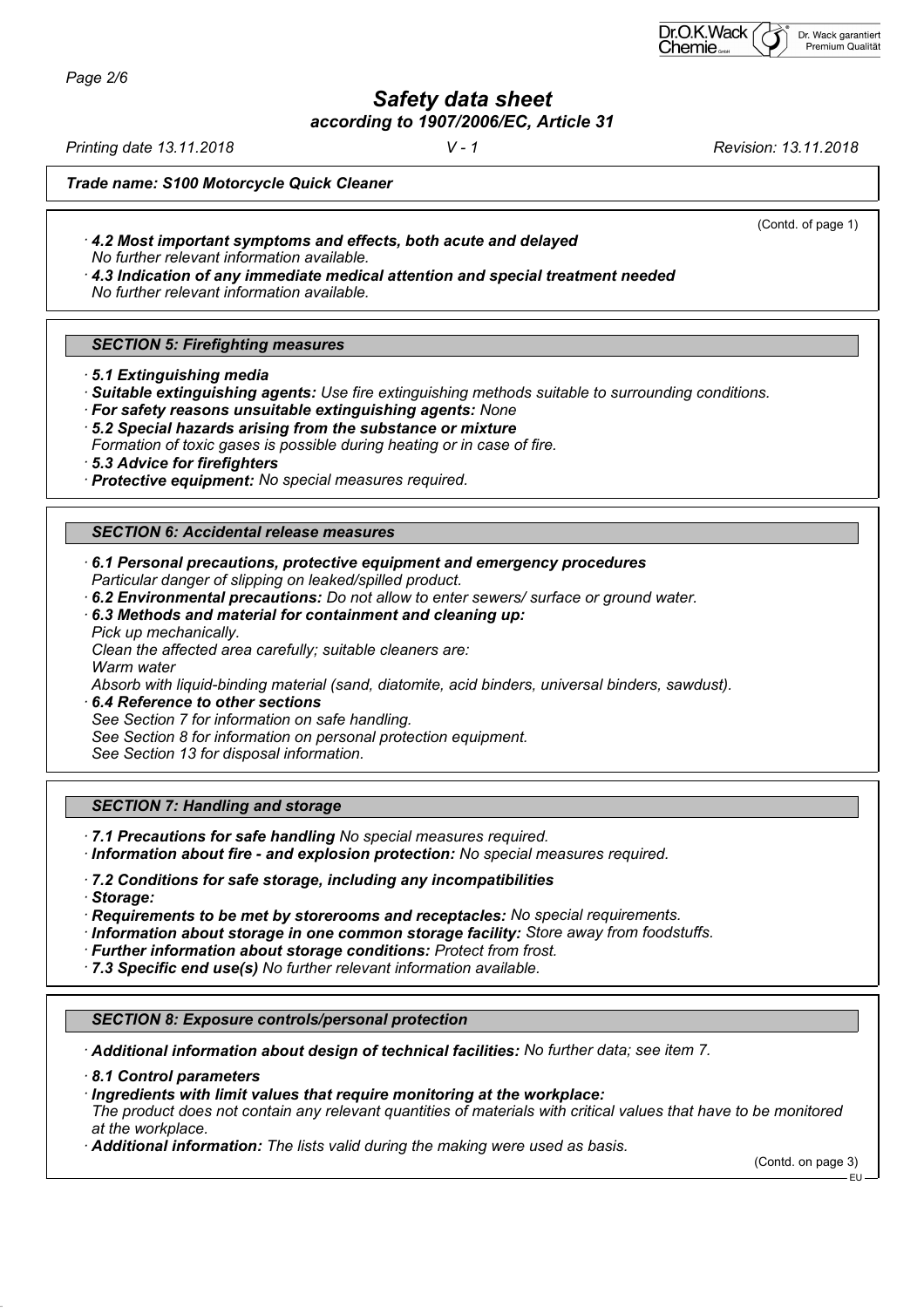*Safety data sheet*
*according to 1907/2006/EC, Article 31*

*Printing date 13.11.2018* *V - 1* *Revision: 13.11.2018*

***Trade name: S100 Motorcycle Quick Cleaner***

(Contd. of page 1)

· ***4.2 Most important symptoms and effects, both acute and delayed***
*No further relevant information available.*
· ***4.3 Indication of any immediate medical attention and special treatment needed***
*No further relevant information available.*

## *SECTION 5: Firefighting measures*

· ***5.1 Extinguishing media***
· ***Suitable extinguishing agents:*** *Use fire extinguishing methods suitable to surrounding conditions.*
· ***For safety reasons unsuitable extinguishing agents:*** *None*
· ***5.2 Special hazards arising from the substance or mixture***
*Formation of toxic gases is possible during heating or in case of fire.*
· ***5.3 Advice for firefighters***
· ***Protective equipment:*** *No special measures required.*

## *SECTION 6: Accidental release measures*

· ***6.1 Personal precautions, protective equipment and emergency procedures***
*Particular danger of slipping on leaked/spilled product.*
· ***6.2 Environmental precautions:*** *Do not allow to enter sewers/ surface or ground water.*
· ***6.3 Methods and material for containment and cleaning up:***
*Pick up mechanically.*
*Clean the affected area carefully; suitable cleaners are:*
*Warm water*
*Absorb with liquid-binding material (sand, diatomite, acid binders, universal binders, sawdust).*
· ***6.4 Reference to other sections***
*See Section 7 for information on safe handling.*
*See Section 8 for information on personal protection equipment.*
*See Section 13 for disposal information.*

## *SECTION 7: Handling and storage*

· ***7.1 Precautions for safe handling*** *No special measures required.*
· ***Information about fire - and explosion protection:*** *No special measures required.*

· ***7.2 Conditions for safe storage, including any incompatibilities***
· ***Storage:***
· ***Requirements to be met by storerooms and receptacles:*** *No special requirements.*
· ***Information about storage in one common storage facility:*** *Store away from foodstuffs.*
· ***Further information about storage conditions:*** *Protect from frost.*
· ***7.3 Specific end use(s)*** *No further relevant information available.*

## *SECTION 8: Exposure controls/personal protection*

· ***Additional information about design of technical facilities:*** *No further data; see item 7.*

· ***8.1 Control parameters***
· ***Ingredients with limit values that require monitoring at the workplace:***
*The product does not contain any relevant quantities of materials with critical values that have to be monitored at the workplace.*
· ***Additional information:*** *The lists valid during the making were used as basis.*

(Contd. on page 3)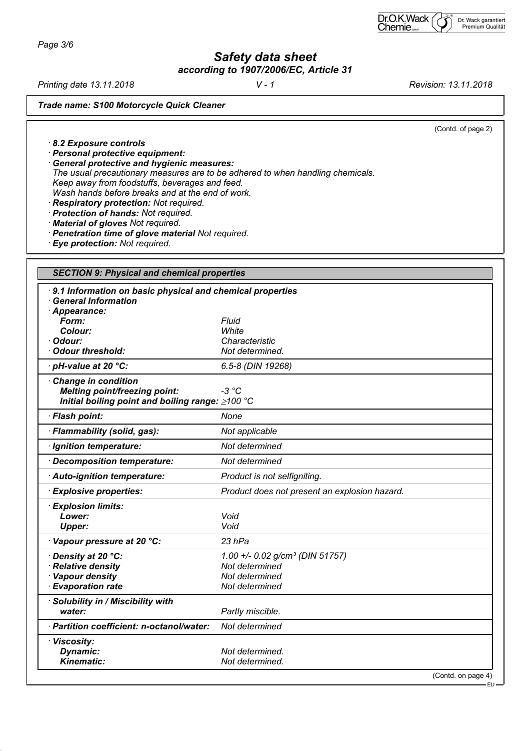Trade name: S100 Motorcycle Quick Cleaner

(Contd. of page 2)

· **8.2 Exposure controls**
· **Personal protective equipment:**
· **General protective and hygienic measures:**
The usual precautionary measures are to be adhered to when handling chemicals.
Keep away from foodstuffs, beverages and feed.
Wash hands before breaks and at the end of work.
· **Respiratory protection:** Not required.
· **Protection of hands:** Not required.
· **Material of gloves** Not required.
· **Penetration time of glove material** Not required.
· **Eye protection:** Not required.

## SECTION 9: Physical and chemical properties

| · 9.1 Information on basic physical and chemical properties | |
|---|---|
| · General Information | |
| · Appearance: | |
| Form: | Fluid |
| Colour: | White |
| · Odour: | Characteristic |
| · Odour threshold: | Not determined. |
| · pH-value at 20 °C: | 6.5-8 (DIN 19268) |
| · Change in condition | |
| Melting point/freezing point: | -3 °C |
| Initial boiling point and boiling range: | ≥100 °C |
| · Flash point: | None |
| · Flammability (solid, gas): | Not applicable |
| · Ignition temperature: | Not determined |
| · Decomposition temperature: | Not determined |
| · Auto-ignition temperature: | Product is not selfigniting. |
| · Explosive properties: | Product does not present an explosion hazard. |
| · Explosion limits: | |
| Lower: | Void |
| Upper: | Void |
| · Vapour pressure at 20 °C: | 23 hPa |
| · Density at 20 °C: | 1.00 +/- 0.02 g/cm³ (DIN 51757) |
| · Relative density | Not determined |
| · Vapour density | Not determined |
| · Evaporation rate | Not determined |
| · Solubility in / Miscibility with water: | Partly miscible. |
| · Partition coefficient: n-octanol/water: | Not determined |
| · Viscosity: | |
| Dynamic: | Not determined. |
| Kinematic: | Not determined. |

(Contd. on page 4)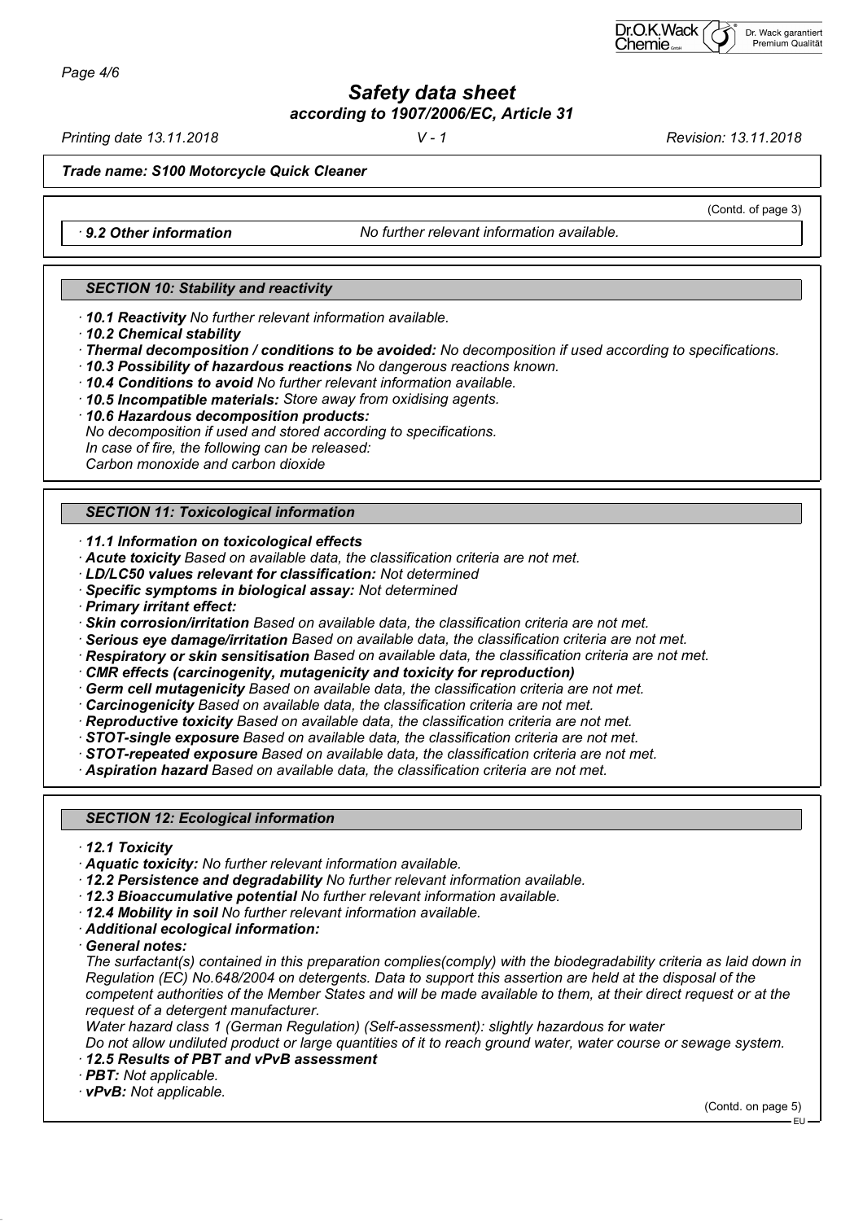*(Contd. of page 3)*

*· **9.2 Other information*** *No further relevant information available.*

## *SECTION 10: Stability and reactivity*

*· **10.1 Reactivity** No further relevant information available.*
*· **10.2 Chemical stability***
*· **Thermal decomposition / conditions to be avoided:** No decomposition if used according to specifications.*
*· **10.3 Possibility of hazardous reactions** No dangerous reactions known.*
*· **10.4 Conditions to avoid** No further relevant information available.*
*· **10.5 Incompatible materials:** Store away from oxidising agents.*
*· **10.6 Hazardous decomposition products:***
*No decomposition if used and stored according to specifications.*
*In case of fire, the following can be released:*
*Carbon monoxide and carbon dioxide*

## *SECTION 11: Toxicological information*

*· **11.1 Information on toxicological effects***
*· **Acute toxicity** Based on available data, the classification criteria are not met.*
*· **LD/LC50 values relevant for classification:** Not determined*
*· **Specific symptoms in biological assay:** Not determined*
*· **Primary irritant effect:***
*· **Skin corrosion/irritation** Based on available data, the classification criteria are not met.*
*· **Serious eye damage/irritation** Based on available data, the classification criteria are not met.*
*· **Respiratory or skin sensitisation** Based on available data, the classification criteria are not met.*
*· **CMR effects (carcinogenity, mutagenicity and toxicity for reproduction)***
*· **Germ cell mutagenicity** Based on available data, the classification criteria are not met.*
*· **Carcinogenicity** Based on available data, the classification criteria are not met.*
*· **Reproductive toxicity** Based on available data, the classification criteria are not met.*
*· **STOT-single exposure** Based on available data, the classification criteria are not met.*
*· **STOT-repeated exposure** Based on available data, the classification criteria are not met.*
*· **Aspiration hazard** Based on available data, the classification criteria are not met.*

## *SECTION 12: Ecological information*

*· **12.1 Toxicity***
*· **Aquatic toxicity:** No further relevant information available.*
*· **12.2 Persistence and degradability** No further relevant information available.*
*· **12.3 Bioaccumulative potential** No further relevant information available.*
*· **12.4 Mobility in soil** No further relevant information available.*
*· **Additional ecological information:***
*· **General notes:***
*The surfactant(s) contained in this preparation complies(comply) with the biodegradability criteria as laid down in Regulation (EC) No.648/2004 on detergents. Data to support this assertion are held at the disposal of the competent authorities of the Member States and will be made available to them, at their direct request or at the request of a detergent manufacturer.*
*Water hazard class 1 (German Regulation) (Self-assessment): slightly hazardous for water*
*Do not allow undiluted product or large quantities of it to reach ground water, water course or sewage system.*
*· **12.5 Results of PBT and vPvB assessment***
*· **PBT:** Not applicable.*
*· **vPvB:** Not applicable.*

*(Contd. on page 5)*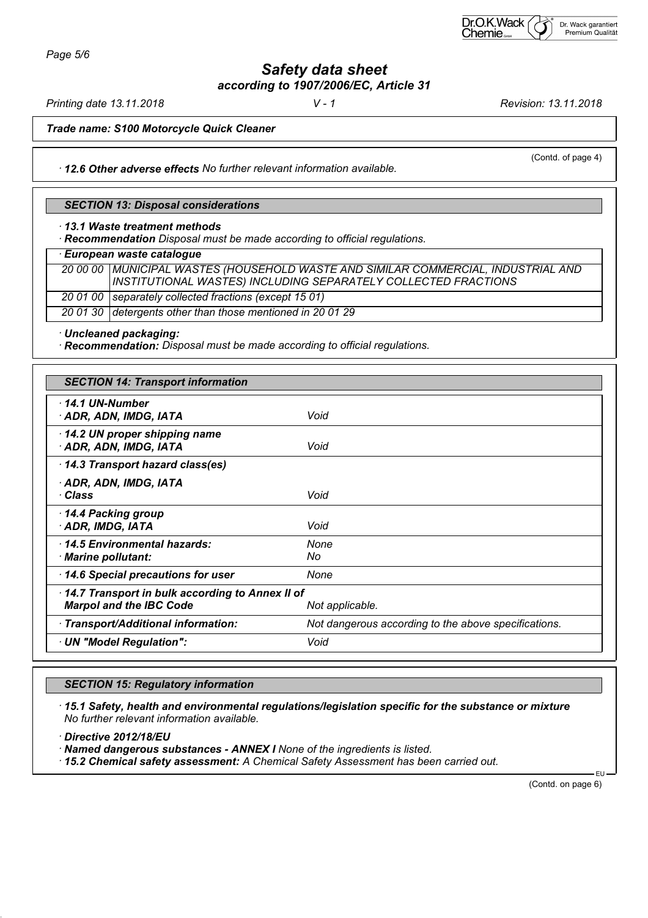*Trade name: S100 Motorcycle Quick Cleaner*

(Contd. of page 4)

· ***12.6 Other adverse effects*** *No further relevant information available.*

## *SECTION 13: Disposal considerations*

· ***13.1 Waste treatment methods***

· ***Recommendation*** *Disposal must be made according to official regulations.*

· ***European waste catalogue***

| | |
|---|---|
| *20 00 00* | *MUNICIPAL WASTES (HOUSEHOLD WASTE AND SIMILAR COMMERCIAL, INDUSTRIAL AND INSTITUTIONAL WASTES) INCLUDING SEPARATELY COLLECTED FRACTIONS* |
| *20 01 00* | *separately collected fractions (except 15 01)* |
| *20 01 30* | *detergents other than those mentioned in 20 01 29* |

· ***Uncleaned packaging:***

· ***Recommendation:*** *Disposal must be made according to official regulations.*

## *SECTION 14: Transport information*

| | |
|---|---|
| · ***14.1 UN-Number*** · ***ADR, ADN, IMDG, IATA*** | *Void* |
| · ***14.2 UN proper shipping name*** · ***ADR, ADN, IMDG, IATA*** | *Void* |
| · ***14.3 Transport hazard class(es)*** | |
| · ***ADR, ADN, IMDG, IATA*** · ***Class*** | *Void* |
| · ***14.4 Packing group*** · ***ADR, IMDG, IATA*** | *Void* |
| · ***14.5 Environmental hazards:*** · ***Marine pollutant:*** | *None* *No* |
| · ***14.6 Special precautions for user*** | *None* |
| · ***14.7 Transport in bulk according to Annex II of Marpol and the IBC Code*** | *Not applicable.* |
| · ***Transport/Additional information:*** | *Not dangerous according to the above specifications.* |
| · ***UN "Model Regulation":*** | *Void* |

## *SECTION 15: Regulatory information*

· ***15.1 Safety, health and environmental regulations/legislation specific for the substance or mixture***
*No further relevant information available.*

· ***Directive 2012/18/EU***

· ***Named dangerous substances - ANNEX I*** *None of the ingredients is listed.*

· ***15.2 Chemical safety assessment:*** *A Chemical Safety Assessment has been carried out.*

(Contd. on page 6)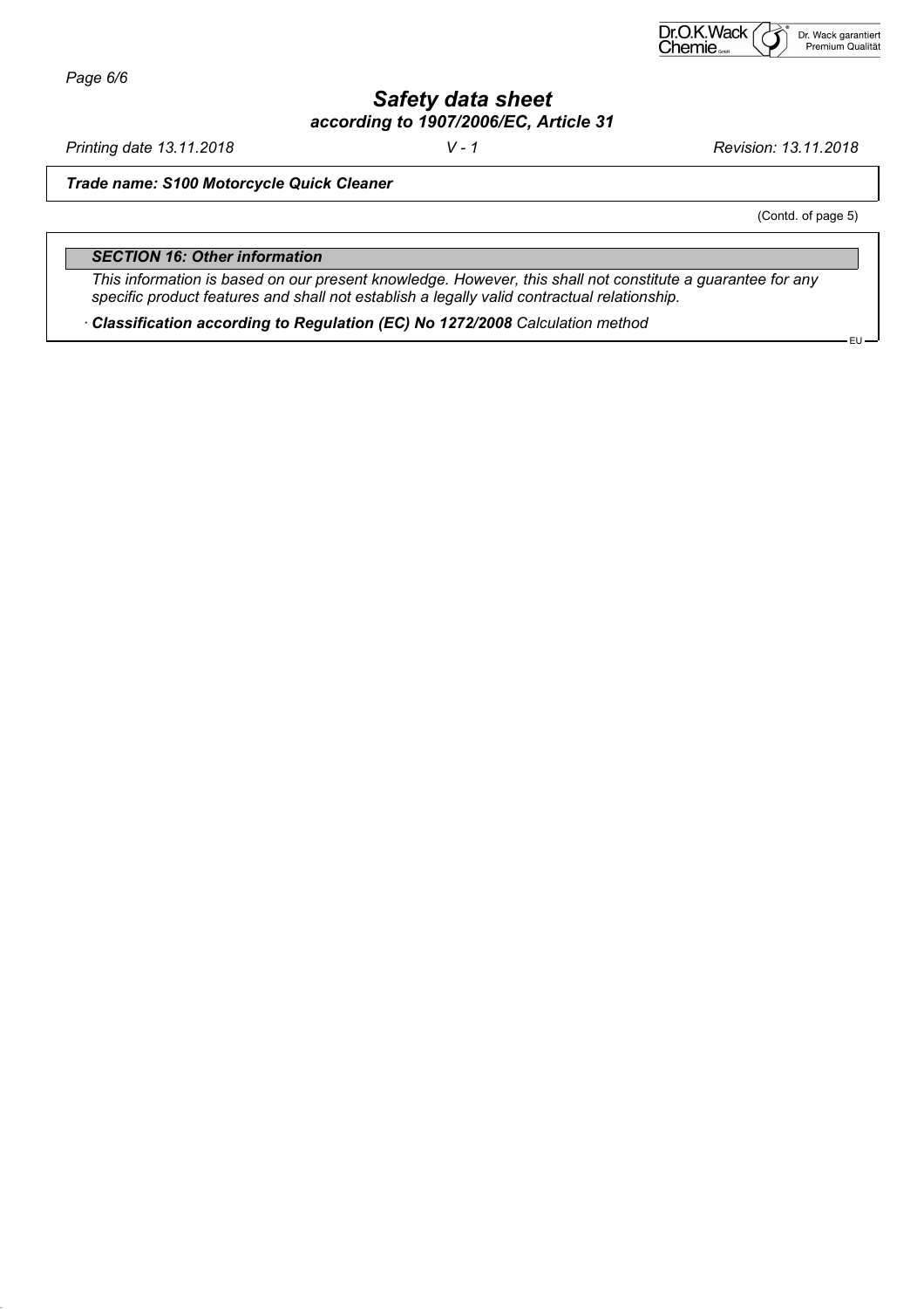(Contd. of page 5)

## SECTION 16: Other information

This information is based on our present knowledge. However, this shall not constitute a guarantee for any specific product features and shall not establish a legally valid contractual relationship.

· **Classification according to Regulation (EC) No 1272/2008** Calculation method